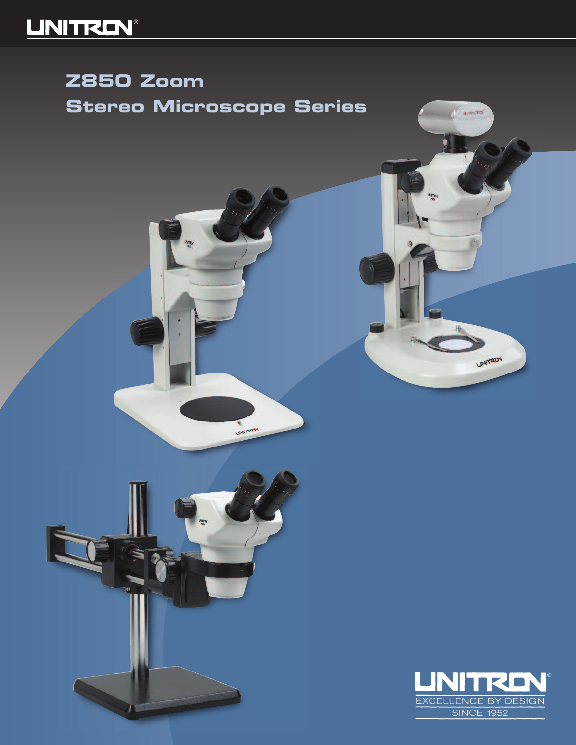UNITRON®

# Z850 Zoom Stereo Microscope Series

UNITRON®

EXCELLENCE BY DESIGN

SINCE 1952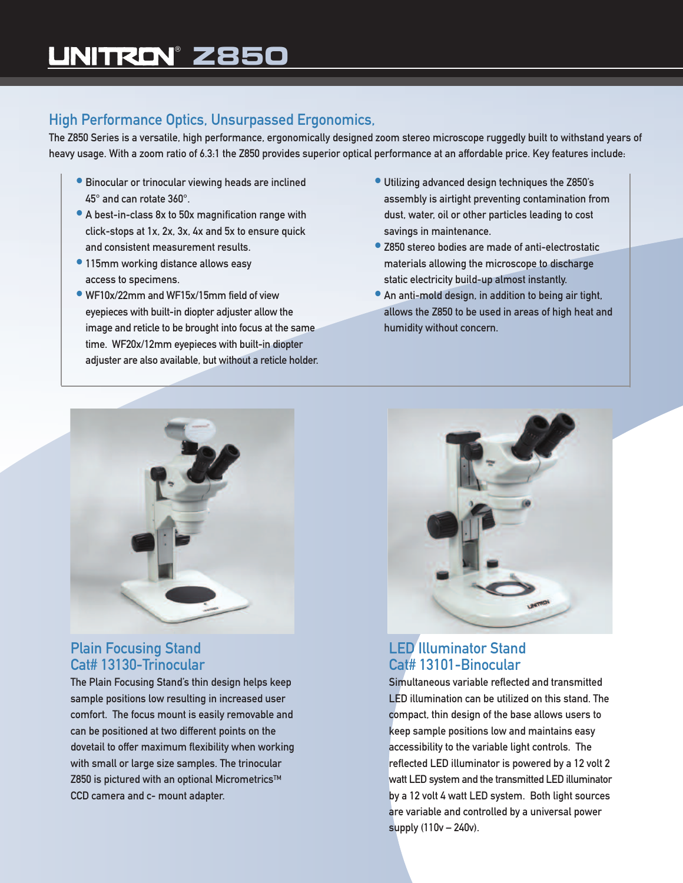# UNITRON® Z850

## High Performance Optics, Unsurpassed Ergonomics,

The Z850 Series is a versatile, high performance, ergonomically designed zoom stereo microscope ruggedly built to withstand years of heavy usage. With a zoom ratio of 6.3:1 the Z850 provides superior optical performance at an affordable price. Key features include:

- Binocular or trinocular viewing heads are inclined 45° and can rotate 360°.
- A best-in-class 8x to 50x magnification range with click-stops at 1x, 2x, 3x, 4x and 5x to ensure quick and consistent measurement results.
- 115mm working distance allows easy access to specimens.
- WF10x/22mm and WF15x/15mm field of view eyepieces with built-in diopter adjuster allow the image and reticle to be brought into focus at the same time. WF20x/12mm eyepieces with built-in diopter adjuster are also available, but without a reticle holder.
- Utilizing advanced design techniques the Z850's assembly is airtight preventing contamination from dust, water, oil or other particles leading to cost savings in maintenance.
- Z850 stereo bodies are made of anti-electrostatic materials allowing the microscope to discharge static electricity build-up almost instantly.
- An anti-mold design, in addition to being air tight, allows the Z850 to be used in areas of high heat and humidity without concern.

### Plain Focusing Stand
### Cat# 13130-Trinocular

The Plain Focusing Stand's thin design helps keep sample positions low resulting in increased user comfort. The focus mount is easily removable and can be positioned at two different points on the dovetail to offer maximum flexibility when working with small or large size samples. The trinocular Z850 is pictured with an optional Micrometrics™ CCD camera and c- mount adapter.

### LED Illuminator Stand
### Cat# 13101-Binocular

Simultaneous variable reflected and transmitted LED illumination can be utilized on this stand. The compact, thin design of the base allows users to keep sample positions low and maintains easy accessibility to the variable light controls. The reflected LED illuminator is powered by a 12 volt 2 watt LED system and the transmitted LED illuminator by a 12 volt 4 watt LED system. Both light sources are variable and controlled by a universal power supply (110v – 240v).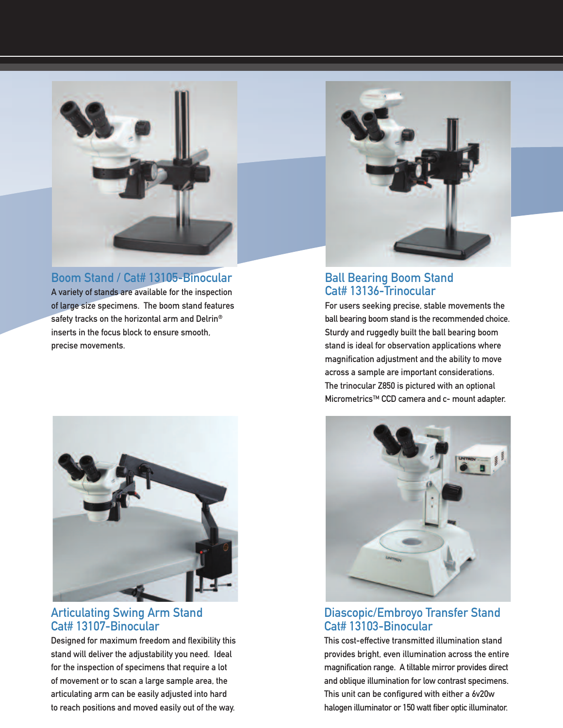## Boom Stand / Cat# 13105-Binocular

A variety of stands are available for the inspection of large size specimens. The boom stand features safety tracks on the horizontal arm and Delrin® inserts in the focus block to ensure smooth, precise movements.

## Ball Bearing Boom Stand
## Cat# 13136-Trinocular

For users seeking precise, stable movements the ball bearing boom stand is the recommended choice. Sturdy and ruggedly built the ball bearing boom stand is ideal for observation applications where magnification adjustment and the ability to move across a sample are important considerations. The trinocular Z850 is pictured with an optional Micrometrics™ CCD camera and c- mount adapter.

## Articulating Swing Arm Stand
## Cat# 13107-Binocular

Designed for maximum freedom and flexibility this stand will deliver the adjustability you need. Ideal for the inspection of specimens that require a lot of movement or to scan a large sample area, the articulating arm can be easily adjusted into hard to reach positions and moved easily out of the way.

## Diascopic/Embroyo Transfer Stand
## Cat# 13103-Binocular

This cost-effective transmitted illumination stand provides bright, even illumination across the entire magnification range. A tiltable mirror provides direct and oblique illumination for low contrast specimens. This unit can be configured with either a 6v20w halogen illuminator or 150 watt fiber optic illuminator.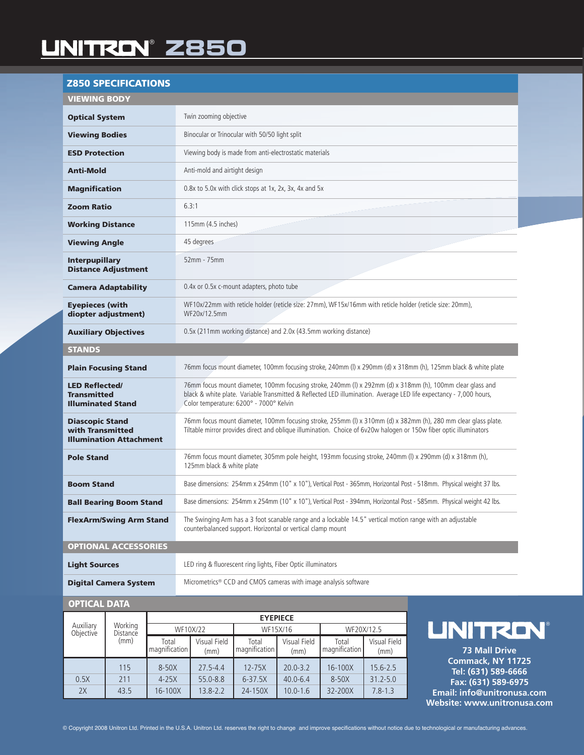// UNITRON® Z850

## Z850 SPECIFICATIONS

### VIEWING BODY

| | |
|---|---|
| **Optical System** | Twin zooming objective |
| **Viewing Bodies** | Binocular or Trinocular with 50/50 light split |
| **ESD Protection** | Viewing body is made from anti-electrostatic materials |
| **Anti-Mold** | Anti-mold and airtight design |
| **Magnification** | 0.8x to 5.0x with click stops at 1x, 2x, 3x, 4x and 5x |
| **Zoom Ratio** | 6.3:1 |
| **Working Distance** | 115mm (4.5 inches) |
| **Viewing Angle** | 45 degrees |
| **Interpupillary Distance Adjustment** | 52mm - 75mm |
| **Camera Adaptability** | 0.4x or 0.5x c-mount adapters, photo tube |
| **Eyepieces (with diopter adjustment)** | WF10x/22mm with reticle holder (reticle size: 27mm), WF15x/16mm with reticle holder (reticle size: 20mm), WF20x/12.5mm |
| **Auxiliary Objectives** | 0.5x (211mm working distance) and 2.0x (43.5mm working distance) |

### STANDS

| | |
|---|---|
| **Plain Focusing Stand** | 76mm focus mount diameter, 100mm focusing stroke, 240mm (l) x 290mm (d) x 318mm (h), 125mm black & white plate |
| **LED Reflected/ Transmitted Illuminated Stand** | 76mm focus mount diameter, 100mm focusing stroke, 240mm (l) x 292mm (d) x 318mm (h), 100mm clear glass and black & white plate. Variable Transmitted & Reflected LED illumination. Average LED life expectancy - 7,000 hours, Color temperature: 6200° - 7000° Kelvin |
| **Diascopic Stand with Transmitted Illumination Attachment** | 76mm focus mount diameter, 100mm focusing stroke, 255mm (l) x 310mm (d) x 382mm (h), 280 mm clear glass plate. Tiltable mirror provides direct and oblique illumination. Choice of 6v20w halogen or 150w fiber optic illuminators |
| **Pole Stand** | 76mm focus mount diameter, 305mm pole height, 193mm focusing stroke, 240mm (l) x 290mm (d) x 318mm (h), 125mm black & white plate |
| **Boom Stand** | Base dimensions: 254mm x 254mm (10" x 10"), Vertical Post - 365mm, Horizontal Post - 518mm. Physical weight 37 lbs. |
| **Ball Bearing Boom Stand** | Base dimensions: 254mm x 254mm (10" x 10"), Vertical Post - 394mm, Horizontal Post - 585mm. Physical weight 42 lbs. |
| **FlexArm/Swing Arm Stand** | The Swinging Arm has a 3 foot scanable range and a lockable 14.5" vertical motion range with an adjustable counterbalanced support. Horizontal or vertical clamp mount |

### OPTIONAL ACCESSORIES

| | |
|---|---|
| **Light Sources** | LED ring & fluorescent ring lights, Fiber Optic illuminators |
| **Digital Camera System** | Micrometrics® CCD and CMOS cameras with image analysis software |

## OPTICAL DATA

| Auxiliary Objective | Working Distance (mm) | EYEPIECE | | | | | |
|---|---|---|---|---|---|---|---|
| | | WF10X/22 | | WF15X/16 | | WF20X/12.5 | |
| | | Total magnification | Visual Field (mm) | Total magnification | Visual Field (mm) | Total magnification | Visual Field (mm) |
| | 115 | 8-50X | 27.5-4.4 | 12-75X | 20.0-3.2 | 16-100X | 15.6-2.5 |
| 0.5X | 211 | 4-25X | 55.0-8.8 | 6-37.5X | 40.0-6.4 | 8-50X | 31.2-5.0 |
| 2X | 43.5 | 16-100X | 13.8-2.2 | 24-150X | 10.0-1.6 | 32-200X | 7.8-1.3 |

**UNITRON®**

**73 Mall Drive**
**Commack, NY 11725**
**Tel: (631) 589-6666**
**Fax: (631) 589-6975**
**Email: info@unitronusa.com**
**Website: www.unitronusa.com**

© Copyright 2008 Unitron Ltd. Printed in the U.S.A. Unitron Ltd. reserves the right to change and improve specifications without notice due to technological or manufacturing advances.